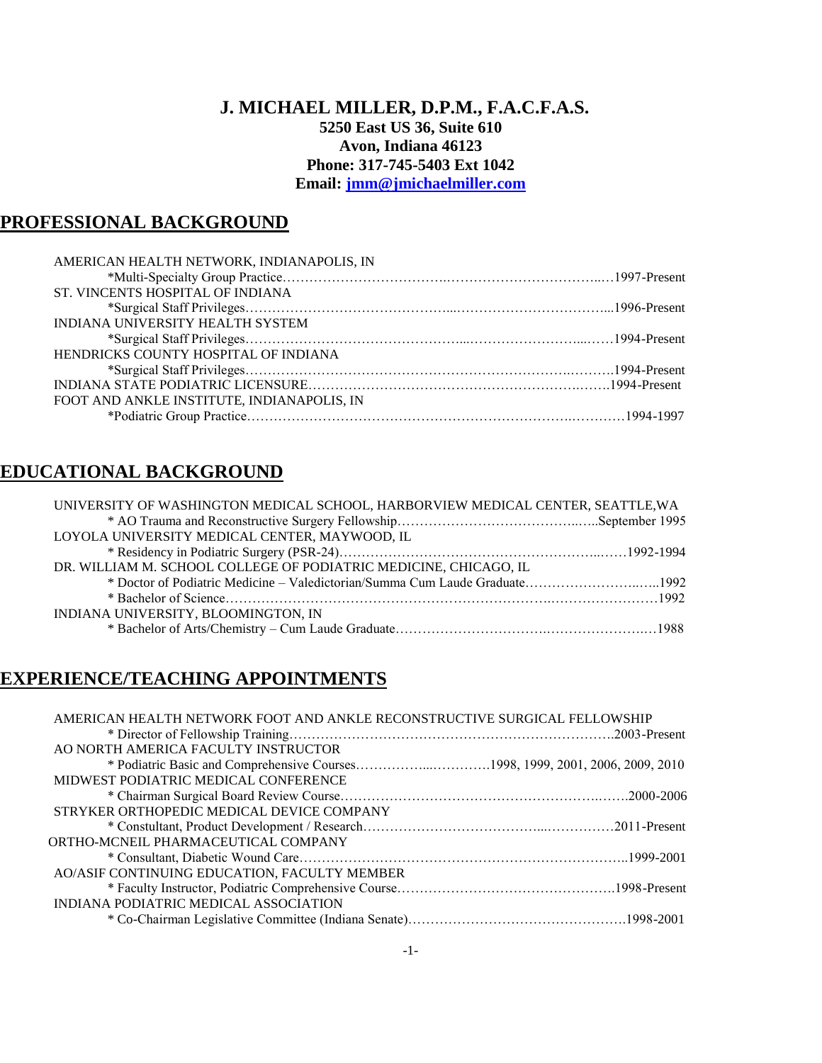# J. MICHAEL MILLER, D.P.M., F.A.C.F.A.S.

**5250 East US 36, Suite 610**
**Avon, Indiana 46123**
**Phone: 317-745-5403 Ext 1042**
**Email: [jmm@jmichaelmiller.com](mailto:jmm@jmichaelmiller.com)**

## PROFESSIONAL BACKGROUND

AMERICAN HEALTH NETWORK, INDIANAPOLIS, IN
*Multi-Specialty Group Practice……………………………….……………………………..…1997-Present

ST. VINCENTS HOSPITAL OF INDIANA
*Surgical Staff Privileges……………………………………...……………………………...1996-Present

INDIANA UNIVERSITY HEALTH SYSTEM
*Surgical Staff Privileges…………………………………………...……………………...……1994-Present

HENDRICKS COUNTY HOSPITAL OF INDIANA
*Surgical Staff Privileges…………………………………………………………….……….1994-Present

INDIANA STATE PODIATRIC LICENSURE……………………………………………………….…….1994-Present

FOOT AND ANKLE INSTITUTE, INDIANAPOLIS, IN
*Podiatric Group Practice…………………………………………………………….…………1994-1997

## EDUCATIONAL BACKGROUND

UNIVERSITY OF WASHINGTON MEDICAL SCHOOL, HARBORVIEW MEDICAL CENTER, SEATTLE,WA
* AO Trauma and Reconstructive Surgery Fellowship……………………………………..…..September 1995

LOYOLA UNIVERSITY MEDICAL CENTER, MAYWOOD, IL
* Residency in Podiatric Surgery (PSR-24)…………………………………………………..……1992-1994

DR. WILLIAM M. SCHOOL COLLEGE OF PODIATRIC MEDICINE, CHICAGO, IL
* Doctor of Podiatric Medicine – Valedictorian/Summa Cum Laude Graduate……………………..…..1992
* Bachelor of Science……………………………………………………………..……………………1992

INDIANA UNIVERSITY, BLOOMINGTON, IN
* Bachelor of Arts/Chemistry – Cum Laude Graduate…………………………….…………………..…1988

## EXPERIENCE/TEACHING APPOINTMENTS

AMERICAN HEALTH NETWORK FOOT AND ANKLE RECONSTRUCTIVE SURGICAL FELLOWSHIP
* Director of Fellowship Training……………………………………………………………….2003-Present

AO NORTH AMERICA FACULTY INSTRUCTOR
* Podiatric Basic and Comprehensive Courses……………...………….1998, 1999, 2001, 2006, 2009, 2010

MIDWEST PODIATRIC MEDICAL CONFERENCE
* Chairman Surgical Board Review Course……………………………………………………….……2000-2006

STRYKER ORTHOPEDIC MEDICAL DEVICE COMPANY
* Constultant, Product Development / Research…………………………………...……………2011-Present

ORTHO-MCNEIL PHARMACEUTICAL COMPANY
* Consultant, Diabetic Wound Care…………………………………………………………………..1999-2001

AO/ASIF CONTINUING EDUCATION, FACULTY MEMBER
* Faculty Instructor, Podiatric Comprehensive Course………………………………………….1998-Present

INDIANA PODIATRIC MEDICAL ASSOCIATION
* Co-Chairman Legislative Committee (Indiana Senate)………………………………………….1998-2001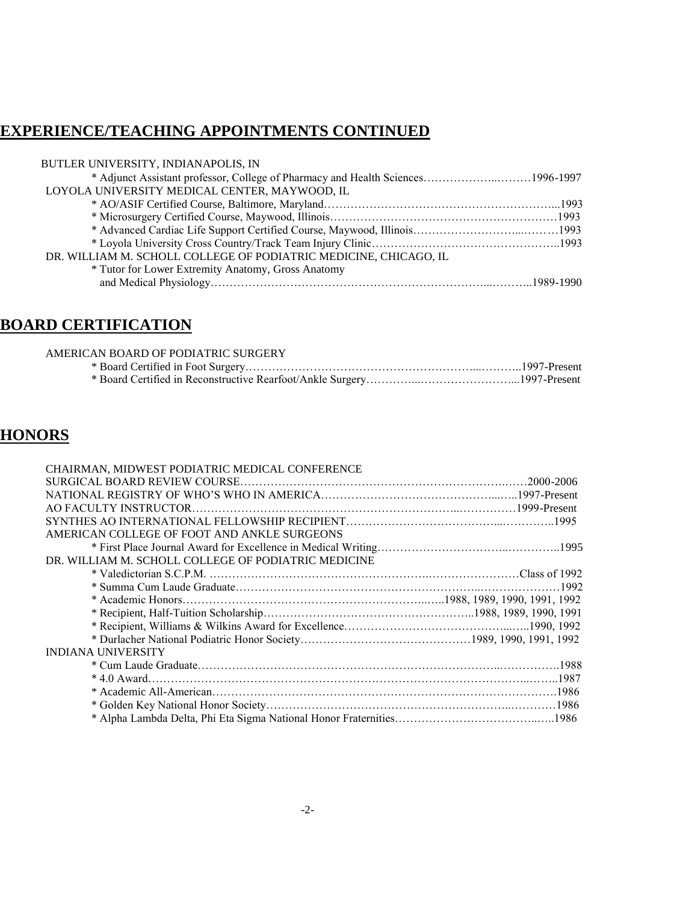## EXPERIENCE/TEACHING APPOINTMENTS CONTINUED

BUTLER UNIVERSITY, INDIANAPOLIS, IN

* Adjunct Assistant professor, College of Pharmacy and Health Sciences……………….………1996-1997

LOYOLA UNIVERSITY MEDICAL CENTER, MAYWOOD, IL

* AO/ASIF Certified Course, Baltimore, Maryland……………………………………………………...1993
* Microsurgery Certified Course, Maywood, Illinois……………………………………………………1993
* Advanced Cardiac Life Support Certified Course, Maywood, Illinois…….……………….....………1993
* Loyola University Cross Country/Track Team Injury Clinic…………………………………………..1993

DR. WILLIAM M. SCHOLL COLLEGE OF PODIATRIC MEDICINE, CHICAGO, IL

* Tutor for Lower Extremity Anatomy, Gross Anatomy and Medical Physiology…………………………………………………………...………..1989-1990

## BOARD CERTIFICATION

AMERICAN BOARD OF PODIATRIC SURGERY

* Board Certified in Foot Surgery……………………………………………………...………..1997-Present
* Board Certified in Reconstructive Rearfoot/Ankle Surgery…………...……………………...1997-Present

## HONORS

CHAIRMAN, MIDWEST PODIATRIC MEDICAL CONFERENCE

SURGICAL BOARD REVIEW COURSE…………………………………………………………….……2000-2006

NATIONAL REGISTRY OF WHO'S WHO IN AMERICA……………………………………….....…..1997-Present

AO FACULTY INSTRUCTOR……………………………………………………………...……………1999-Present

SYNTHES AO INTERNATIONAL FELLOWSHIP RECIPIENT………………………………….....…………..1995

AMERICAN COLLEGE OF FOOT AND ANKLE SURGEONS

* First Place Journal Award for Excellence in Medical Writing……………………………..…………..1995

DR. WILLIAM M. SCHOLL COLLEGE OF PODIATRIC MEDICINE

* Valedictorian S.C.P.M. ……………………………………………….……………………Class of 1992
* Summa Cum Laude Graduate……………………………………………………….…………………1992
* Academic Honors…………………………………………………...…..1988, 1989, 1990, 1991, 1992
* Recipient, Half-Tuition Scholarship………………………………………………..1988, 1989, 1990, 1991
* Recipient, Williams & Wilkins Award for Excellence……………………………………...…..1990, 1992
* Durlacher National Podiatric Honor Society………………………………………1989, 1990, 1991, 1992

INDIANA UNIVERSITY

* Cum Laude Graduate…………………………………………………………………...…………….1988
* 4.0 Award……………………………………………………………………………………...……..1987
* Academic All-American…………………………………………………………………………….1986
* Golden Key National Honor Society…………………………………………………...…………1986
* Alpha Lambda Delta, Phi Eta Sigma National Honor Fraternities…………………………………..…..1986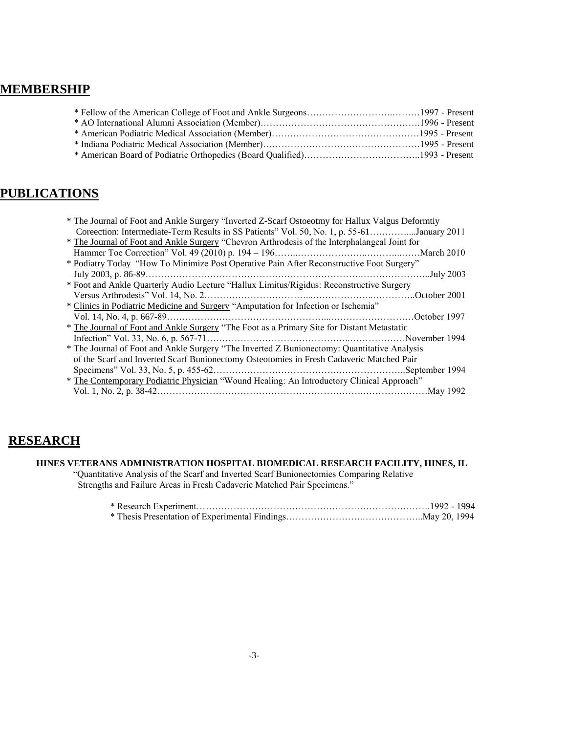## MEMBERSHIP

* Fellow of the American College of Foot and Ankle Surgeons……………………….………1997 - Present
* AO International Alumni Association (Member)…………………………………………….1996 - Present
* American Podiatric Medical Association (Member)…………………………………………1995 - Present
* Indiana Podiatric Medical Association (Member)……………………………………………1995 - Present
* American Board of Podiatric Orthopedics (Board Qualified)………………………………..1993 - Present

## PUBLICATIONS

* <u>The Journal of Foot and Ankle Surgery</u> "Inverted Z-Scarf Ostoeotmy for Hallux Valgus Deformtiy Coreection: Intermediate-Term Results in SS Patients" Vol. 50, No. 1, p. 55-61…………....January 2011
* <u>The Journal of Foot and Ankle Surgery</u> "Chevron Arthrodesis of the Interphalangeal Joint for Hammer Toe Correction" Vol. 49 (2010) p. 194 – 196……..…………………..………..……March 2010
* <u>Podiatry Today</u> "How To Minimize Post Operative Pain After Reconstructive Foot Surgery" July 2003, p. 86-89………………………………………………………….………………….July 2003
* <u>Foot and Ankle Quarterly</u> Audio Lecture "Hallux Limitus/Rigidus: Reconstructive Surgery Versus Arthrodesis" Vol. 14, No. 2…………………………...………………..…………..October 2001
* <u>Clinics in Podiatric Medicine and Surgery</u> "Amputation for Infection or Ischemia" Vol. 14, No. 4, p. 667-89……………………………………………...………………………October 1997
* <u>The Journal of Foot and Ankle Surgery</u> "The Foot as a Primary Site for Distant Metastatic Infection" Vol. 33, No. 6, p. 567-71………………………………………..………………November 1994
* <u>The Journal of Foot and Ankle Surgery</u> "The Inverted Z Bunionectomy: Quantitative Analysis of the Scarf and Inverted Scarf Bunionectomy Osteotomies in Fresh Cadaveric Matched Pair Specimens" Vol. 33, No. 5, p. 455-62………………………………….………………..September 1994
* <u>The Contemporary Podiatric Physician</u> "Wound Healing: An Introductory Clinical Approach" Vol. 1, No. 2, p. 38-42…………………………………………………………….…………………May 1992

## RESEARCH

**HINES VETERANS ADMINISTRATION HOSPITAL BIOMEDICAL RESEARCH FACILITY, HINES, IL**

"Quantitative Analysis of the Scarf and Inverted Scarf Bunionectomies Comparing Relative Strengths and Failure Areas in Fresh Cadaveric Matched Pair Specimens."

* Research Experiment…………………………………………………………………….1992 - 1994
* Thesis Presentation of Experimental Findings…………………….………………..May 20, 1994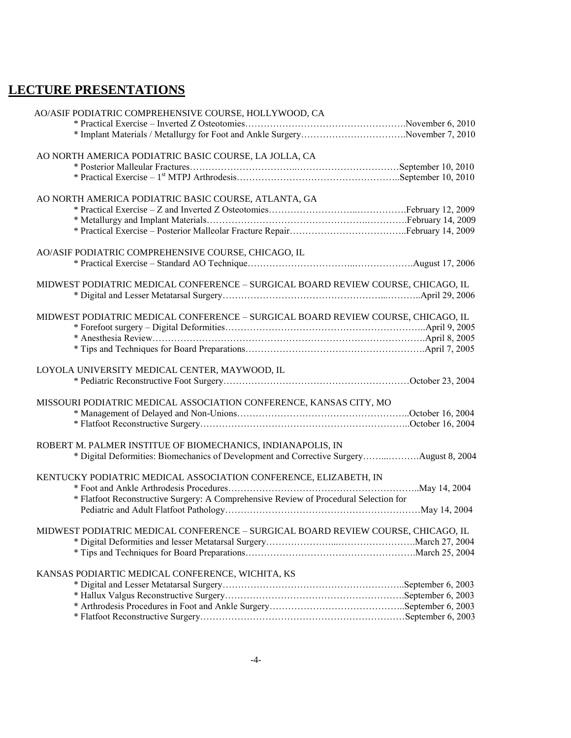## LECTURE PRESENTATIONS

AO/ASIF PODIATRIC COMPREHENSIVE COURSE, HOLLYWOOD, CA

* Practical Exercise – Inverted Z Osteotomies……………………………………………….November 6, 2010
* Implant Materials / Metallurgy for Foot and Ankle Surgery…………………………….November 7, 2010

AO NORTH AMERICA PODIATRIC BASIC COURSE, LA JOLLA, CA

* Posterior Malleular Fractures………………………………………………………………September 10, 2010
* Practical Exercise – 1st MTPJ Arthrodesis……………………………………………..September 10, 2010

AO NORTH AMERICA PODIATRIC BASIC COURSE, ATLANTA, GA

* Practical Exercise – Z and Inverted Z Osteotomies……………………………………….February 12, 2009
* Metallurgy and Implant Materials………………………………………………………….February 14, 2009
* Practical Exercise – Posterior Malleolar Fracture Repair………………………………..February 14, 2009

AO/ASIF PODIATRIC COMPREHENSIVE COURSE, CHICAGO, IL

* Practical Exercise – Standard AO Technique…………………………………………….August 17, 2006

MIDWEST PODIATRIC MEDICAL CONFERENCE – SURGICAL BOARD REVIEW COURSE, CHICAGO, IL

* Digital and Lesser Metatarsal Surgery………………………………………………..April 29, 2006

MIDWEST PODIATRIC MEDICAL CONFERENCE – SURGICAL BOARD REVIEW COURSE, CHICAGO, IL

* Forefoot surgery – Digital Deformities……………………………………………………..April 9, 2005
* Anesthesia Review…………………………………………………………………………….April 8, 2005
* Tips and Techniques for Board Preparations………………………………………………..April 7, 2005

LOYOLA UNIVERSITY MEDICAL CENTER, MAYWOOD, IL

* Pediatric Reconstructive Foot Surgery………………………………………………………October 23, 2004

MISSOURI PODIATRIC MEDICAL ASSOCIATION CONFERENCE, KANSAS CITY, MO

* Management of Delayed and Non-Unions……………………………………………..October 16, 2004
* Flatfoot Reconstructive Surgery……………………………………………………………..October 16, 2004

ROBERT M. PALMER INSTITUE OF BIOMECHANICS, INDIANAPOLIS, IN

* Digital Deformities: Biomechanics of Development and Corrective Surgery………..……….August 8, 2004

KENTUCKY PODIATRIC MEDICAL ASSOCIATION CONFERENCE, ELIZABETH, IN

* Foot and Ankle Arthrodesis Procedures……………………………………………………..May 14, 2004
* Flatfoot Reconstructive Surgery: A Comprehensive Review of Procedural Selection for Pediatric and Adult Flatfoot Pathology……………………………………………………………May 14, 2004

MIDWEST PODIATRIC MEDICAL CONFERENCE – SURGICAL BOARD REVIEW COURSE, CHICAGO, IL

* Digital Deformities and lesser Metatarsal Surgery…………………...…………………….March 27, 2004
* Tips and Techniques for Board Preparations……………………………………………….March 25, 2004

KANSAS PODIARTIC MEDICAL CONFERENCE, WICHITA, KS

* Digital and Lesser Metatarsal Surgery……………………………………………………..September 6, 2003
* Hallux Valgus Reconstructive Surgery…………………………………………………….September 6, 2003
* Arthrodesis Procedures in Foot and Ankle Surgery……………………………………..September 6, 2003
* Flatfoot Reconstructive Surgery……………………………………………………………September 6, 2003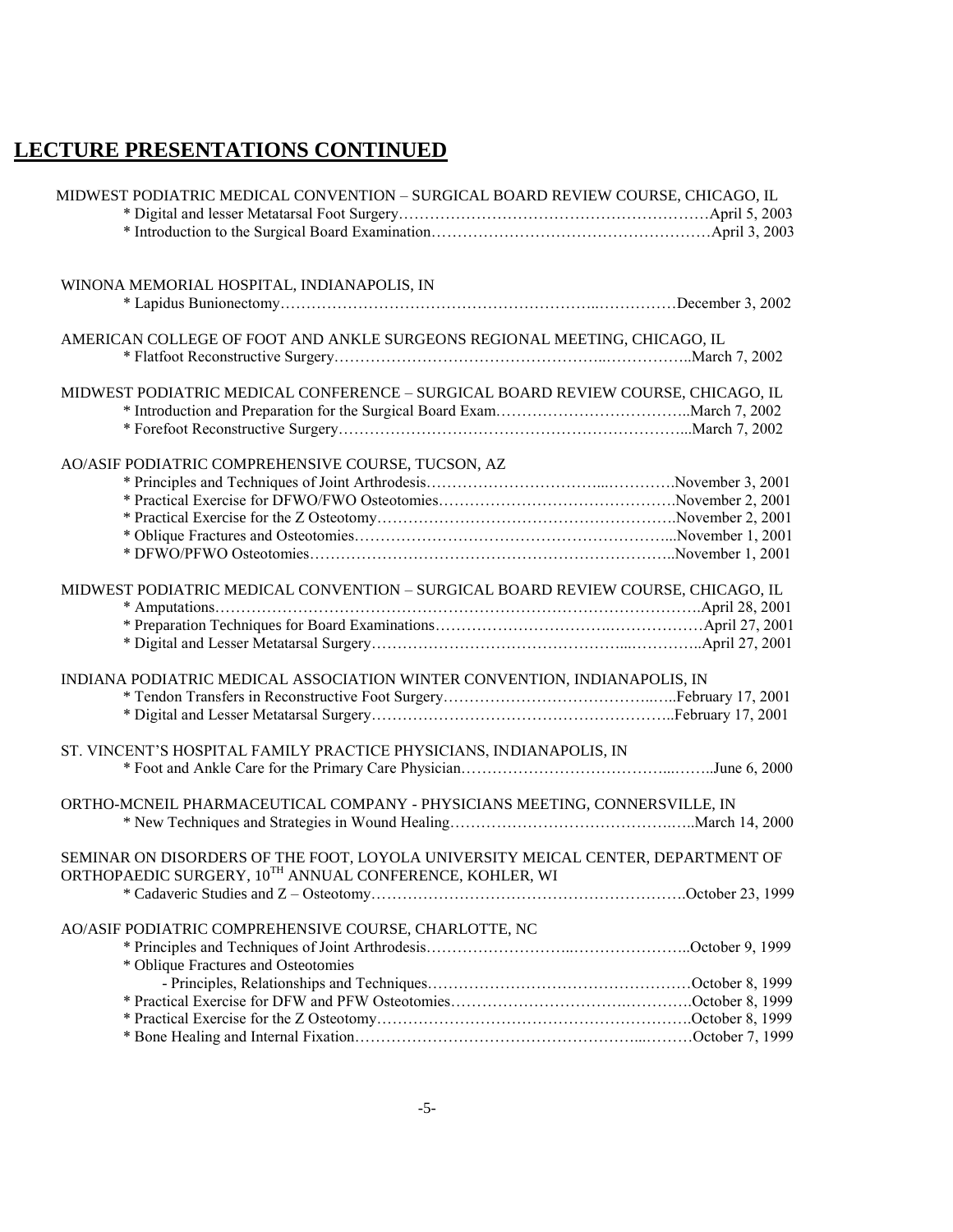## LECTURE PRESENTATIONS CONTINUED

MIDWEST PODIATRIC MEDICAL CONVENTION – SURGICAL BOARD REVIEW COURSE, CHICAGO, IL

- * Digital and lesser Metatarsal Foot Surgery……………………………………………………April 5, 2003
- * Introduction to the Surgical Board Examination………………………………………………April 3, 2003

WINONA MEMORIAL HOSPITAL, INDIANAPOLIS, IN

- * Lapidus Bunionectomy………………………………………………………………December 3, 2002

AMERICAN COLLEGE OF FOOT AND ANKLE SURGEONS REGIONAL MEETING, CHICAGO, IL

- * Flatfoot Reconstructive Surgery…………………………………………………………..March 7, 2002

MIDWEST PODIATRIC MEDICAL CONFERENCE – SURGICAL BOARD REVIEW COURSE, CHICAGO, IL

- * Introduction and Preparation for the Surgical Board Exam………………………………..March 7, 2002
- * Forefoot Reconstructive Surgery…………………………………………………………...March 7, 2002

AO/ASIF PODIATRIC COMPREHENSIVE COURSE, TUCSON, AZ

- * Principles and Techniques of Joint Arthrodesis…………………………………….November 3, 2001
- * Practical Exercise for DFWO/FWO Osteotomies……………………………………….November 2, 2001
- * Practical Exercise for the Z Osteotomy…………………………………………………..November 2, 2001
- * Oblique Fractures and Osteotomies………………………………………………………...November 1, 2001
- * DFWO/PFWO Osteotomies………………………………………………………………..November 1, 2001

MIDWEST PODIATRIC MEDICAL CONVENTION – SURGICAL BOARD REVIEW COURSE, CHICAGO, IL

- * Amputations……………………………………………………………………………….April 28, 2001
- * Preparation Techniques for Board Examinations……………………………………………April 27, 2001
- * Digital and Lesser Metatarsal Surgery……………………………………………………..April 27, 2001

INDIANA PODIATRIC MEDICAL ASSOCIATION WINTER CONVENTION, INDIANAPOLIS, IN

- * Tendon Transfers in Reconstructive Foot Surgery……………………………………..February 17, 2001
- * Digital and Lesser Metatarsal Surgery…………………………………………………..February 17, 2001

ST. VINCENT'S HOSPITAL FAMILY PRACTICE PHYSICIANS, INDIANAPOLIS, IN

- * Foot and Ankle Care for the Primary Care Physician………………………………………June 6, 2000

ORTHO-MCNEIL PHARMACEUTICAL COMPANY - PHYSICIANS MEETING, CONNERSVILLE, IN

- * New Techniques and Strategies in Wound Healing………………………………………..March 14, 2000

SEMINAR ON DISORDERS OF THE FOOT, LOYOLA UNIVERSITY MEICAL CENTER, DEPARTMENT OF ORTHOPAEDIC SURGERY, 10TH ANNUAL CONFERENCE, KOHLER, WI

- * Cadaveric Studies and Z – Osteotomy…………………………………………………….October 23, 1999

AO/ASIF PODIATRIC COMPREHENSIVE COURSE, CHARLOTTE, NC

- * Principles and Techniques of Joint Arthrodesis……………………………………………..October 9, 1999
- * Oblique Fractures and Osteotomies
  - Principles, Relationships and Techniques……………………………………………October 8, 1999
- * Practical Exercise for DFW and PFW Osteotomies…………………………………….October 8, 1999
- * Practical Exercise for the Z Osteotomy…………………………………………………….October 8, 1999
- * Bone Healing and Internal Fixation………………………………………………………October 7, 1999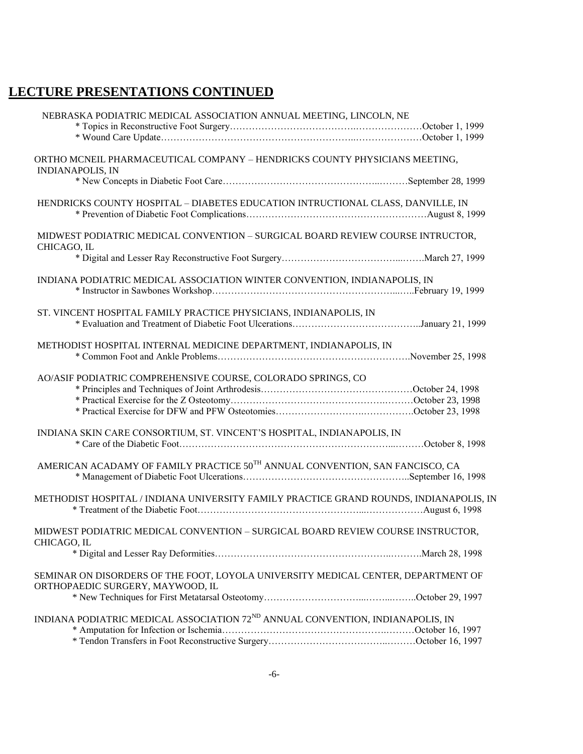## LECTURE PRESENTATIONS CONTINUED

NEBRASKA PODIATRIC MEDICAL ASSOCIATION ANNUAL MEETING, LINCOLN, NE
- * Topics in Reconstructive Foot Surgery……………………………………………………………October 1, 1999
- * Wound Care Update……………………………………………………………………………October 1, 1999

ORTHO MCNEIL PHARMACEUTICAL COMPANY – HENDRICKS COUNTY PHYSICIANS MEETING, INDIANAPOLIS, IN
- * New Concepts in Diabetic Foot Care……………………………………………………September 28, 1999

HENDRICKS COUNTY HOSPITAL – DIABETES EDUCATION INTRUCTIONAL CLASS, DANVILLE, IN
- * Prevention of Diabetic Foot Complications…………………………………………………August 8, 1999

MIDWEST PODIATRIC MEDICAL CONVENTION – SURGICAL BOARD REVIEW COURSE INTRUCTOR, CHICAGO, IL
- * Digital and Lesser Ray Reconstructive Foot Surgery……………………………………….March 27, 1999

INDIANA PODIATRIC MEDICAL ASSOCIATION WINTER CONVENTION, INDIANAPOLIS, IN
- * Instructor in Sawbones Workshop…………………………………………………………..February 19, 1999

ST. VINCENT HOSPITAL FAMILY PRACTICE PHYSICIANS, INDIANAPOLIS, IN
- * Evaluation and Treatment of Diabetic Foot Ulcerations…………………………………..January 21, 1999

METHODIST HOSPITAL INTERNAL MEDICINE DEPARTMENT, INDIANAPOLIS, IN
- * Common Foot and Ankle Problems……………………………………………………….November 25, 1998

AO/ASIF PODIATRIC COMPREHENSIVE COURSE, COLORADO SPRINGS, CO
- * Principles and Techniques of Joint Arthrodesis…………………………………………October 24, 1998
- * Practical Exercise for the Z Osteotomy……………………………………………………October 23, 1998
- * Practical Exercise for DFW and PFW Osteotomies………………………………………October 23, 1998

INDIANA SKIN CARE CONSORTIUM, ST. VINCENT'S HOSPITAL, INDIANAPOLIS, IN
- * Care of the Diabetic Foot……………………………………………………………………October 8, 1998

AMERICAN ACADAMY OF FAMILY PRACTICE 50TH ANNUAL CONVENTION, SAN FANCISCO, CA
- * Management of Diabetic Foot Ulcerations……………………………………………..September 16, 1998

METHODIST HOSPITAL / INDIANA UNIVERSITY FAMILY PRACTICE GRAND ROUNDS, INDIANAPOLIS, IN
- * Treatment of the Diabetic Foot………………………………………………………………August 6, 1998

MIDWEST PODIATRIC MEDICAL CONVENTION – SURGICAL BOARD REVIEW COURSE INSTRUCTOR, CHICAGO, IL
- * Digital and Lesser Ray Deformities…………………………………………………………March 28, 1998

SEMINAR ON DISORDERS OF THE FOOT, LOYOLA UNIVERSITY MEDICAL CENTER, DEPARTMENT OF ORTHOPAEDIC SURGERY, MAYWOOD, IL
- * New Techniques for First Metatarsal Osteotomy……………………………………..October 29, 1997

INDIANA PODIATRIC MEDICAL ASSOCIATION 72ND ANNUAL CONVENTION, INDIANAPOLIS, IN
- * Amputation for Infection or Ischemia……………………………………………………October 16, 1997
- * Tendon Transfers in Foot Reconstructive Surgery………………………………………October 16, 1997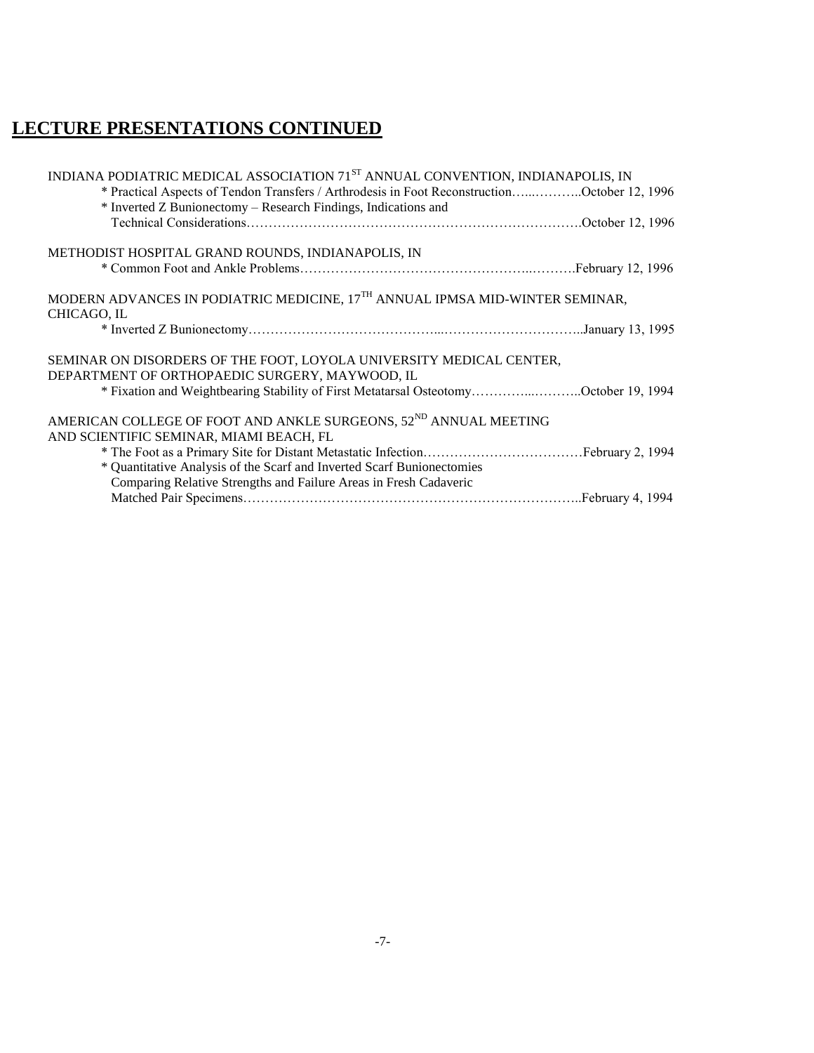# LECTURE PRESENTATIONS CONTINUED

INDIANA PODIATRIC MEDICAL ASSOCIATION 71ST ANNUAL CONVENTION, INDIANAPOLIS, IN

* Practical Aspects of Tendon Transfers / Arthrodesis in Foot Reconstruction…...………..October 12, 1996
* Inverted Z Bunionectomy – Research Findings, Indications and Technical Considerations…………………………………………………………………….October 12, 1996

METHODIST HOSPITAL GRAND ROUNDS, INDIANAPOLIS, IN

* Common Foot and Ankle Problems……………………………………………..……….February 12, 1996

MODERN ADVANCES IN PODIATRIC MEDICINE, 17TH ANNUAL IPMSA MID-WINTER SEMINAR, CHICAGO, IL

* Inverted Z Bunionectomy……………………………………...…………………………..January 13, 1995

SEMINAR ON DISORDERS OF THE FOOT, LOYOLA UNIVERSITY MEDICAL CENTER, DEPARTMENT OF ORTHOPAEDIC SURGERY, MAYWOOD, IL

* Fixation and Weightbearing Stability of First Metatarsal Osteotomy…………...………..October 19, 1994

AMERICAN COLLEGE OF FOOT AND ANKLE SURGEONS, 52ND ANNUAL MEETING AND SCIENTIFIC SEMINAR, MIAMI BEACH, FL

* The Foot as a Primary Site for Distant Metastatic Infection………………………………February 2, 1994
* Quantitative Analysis of the Scarf and Inverted Scarf Bunionectomies Comparing Relative Strengths and Failure Areas in Fresh Cadaveric Matched Pair Specimens…………………………………………………………………..February 4, 1994